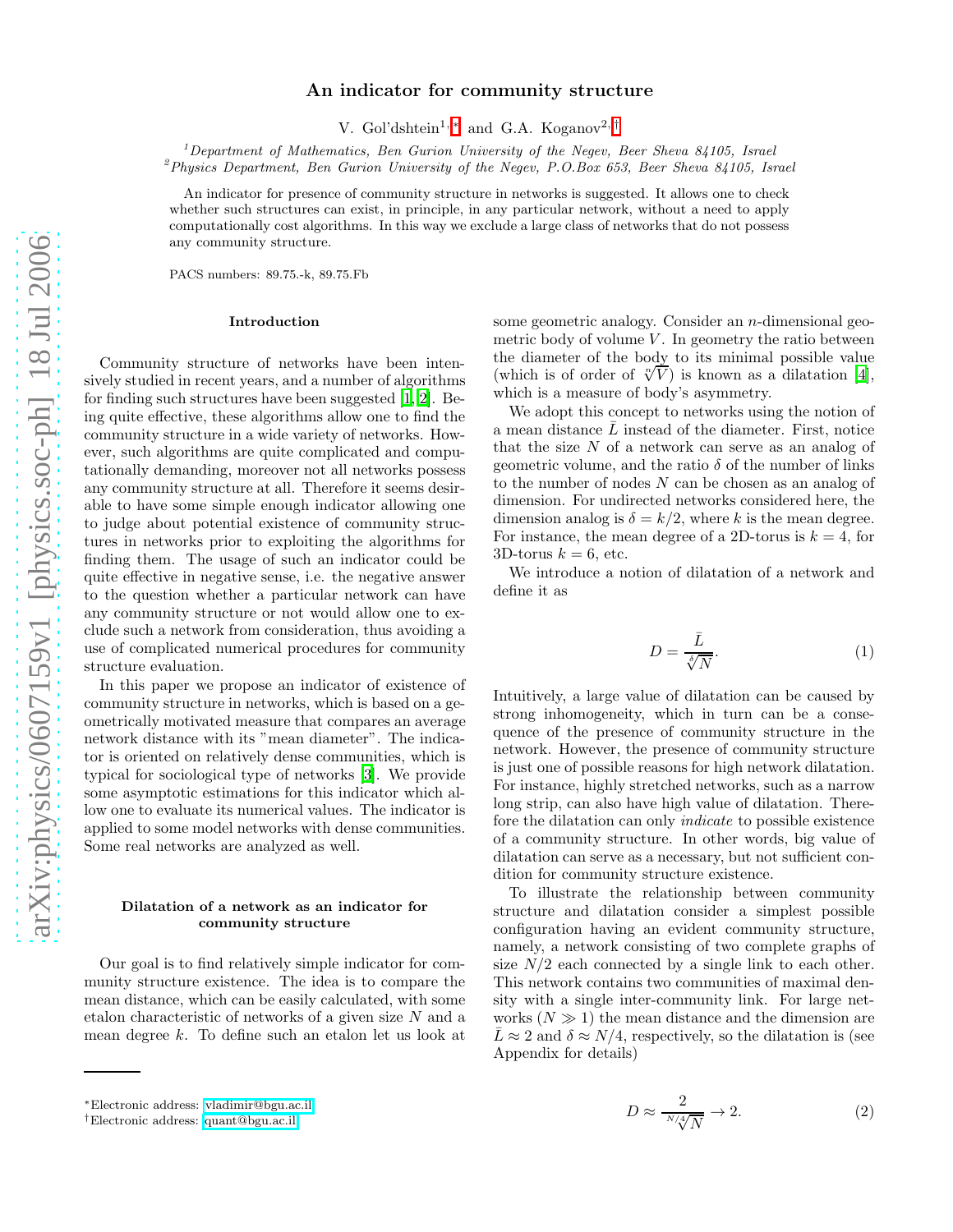# An indicator for community structure

V. Gol'dshtein[1,*] and G.A. Koganov[2,†]

[1] *Department of Mathematics, Ben Gurion University of the Negev, Beer Sheva 84105, Israel*
[2] *Physics Department, Ben Gurion University of the Negev, P.O.Box 653, Beer Sheva 84105, Israel*

An indicator for presence of community structure in networks is suggested. It allows one to check whether such structures can exist, in principle, in any particular network, without a need to apply computationally cost algorithms. In this way we exclude a large class of networks that do not possess any community structure.

PACS numbers: 89.75.-k, 89.75.Fb

## Introduction

Community structure of networks have been intensively studied in recent years, and a number of algorithms for finding such structures have been suggested [1, 2]. Being quite effective, these algorithms allow one to find the community structure in a wide variety of networks. However, such algorithms are quite complicated and computationally demanding, moreover not all networks possess any community structure at all. Therefore it seems desirable to have some simple enough indicator allowing one to judge about potential existence of community structures in networks prior to exploiting the algorithms for finding them. The usage of such an indicator could be quite effective in negative sense, i.e. the negative answer to the question whether a particular network can have any community structure or not would allow one to exclude such a network from consideration, thus avoiding a use of complicated numerical procedures for community structure evaluation.

In this paper we propose an indicator of existence of community structure in networks, which is based on a geometrically motivated measure that compares an average network distance with its "mean diameter". The indicator is oriented on relatively dense communities, which is typical for sociological type of networks [3]. We provide some asymptotic estimations for this indicator which allow one to evaluate its numerical values. The indicator is applied to some model networks with dense communities. Some real networks are analyzed as well.

## Dilatation of a network as an indicator for community structure

Our goal is to find relatively simple indicator for community structure existence. The idea is to compare the mean distance, which can be easily calculated, with some etalon characteristic of networks of a given size $N$ and a mean degree $k$. To define such an etalon let us look at some geometric analogy. Consider an $n$-dimensional geometric body of volume $V$. In geometry the ratio between the diameter of the body to its minimal possible value (which is of order of $\sqrt[n]{V}$) is known as a dilatation [4], which is a measure of body's asymmetry.

We adopt this concept to networks using the notion of a mean distance $\bar{L}$ instead of the diameter. First, notice that the size $N$ of a network can serve as an analog of geometric volume, and the ratio $\delta$ of the number of links to the number of nodes $N$ can be chosen as an analog of dimension. For undirected networks considered here, the dimension analog is $\delta = k/2$, where $k$ is the mean degree. For instance, the mean degree of a 2D-torus is $k = 4$, for 3D-torus $k = 6$, etc.

We introduce a notion of dilatation of a network and define it as

$$D = \frac{\bar{L}}{\sqrt[\delta]{N}}. \tag{1}$$

Intuitively, a large value of dilatation can be caused by strong inhomogeneity, which in turn can be a consequence of the presence of community structure in the network. However, the presence of community structure is just one of possible reasons for high network dilatation. For instance, highly stretched networks, such as a narrow long strip, can also have high value of dilatation. Therefore the dilatation can only *indicate* to possible existence of a community structure. In other words, big value of dilatation can serve as a necessary, but not sufficient condition for community structure existence.

To illustrate the relationship between community structure and dilatation consider a simplest possible configuration having an evident community structure, namely, a network consisting of two complete graphs of size $N/2$ each connected by a single link to each other. This network contains two communities of maximal density with a single inter-community link. For large networks ($N \gg 1$) the mean distance and the dimension are $\bar{L} \approx 2$ and $\delta \approx N/4$, respectively, so the dilatation is (see Appendix for details)

$$D \approx \frac{2}{\sqrt[N/4]{N}} \to 2. \tag{2}$$

*Electronic address: vladimir@bgu.ac.il
†Electronic address: quant@bgu.ac.il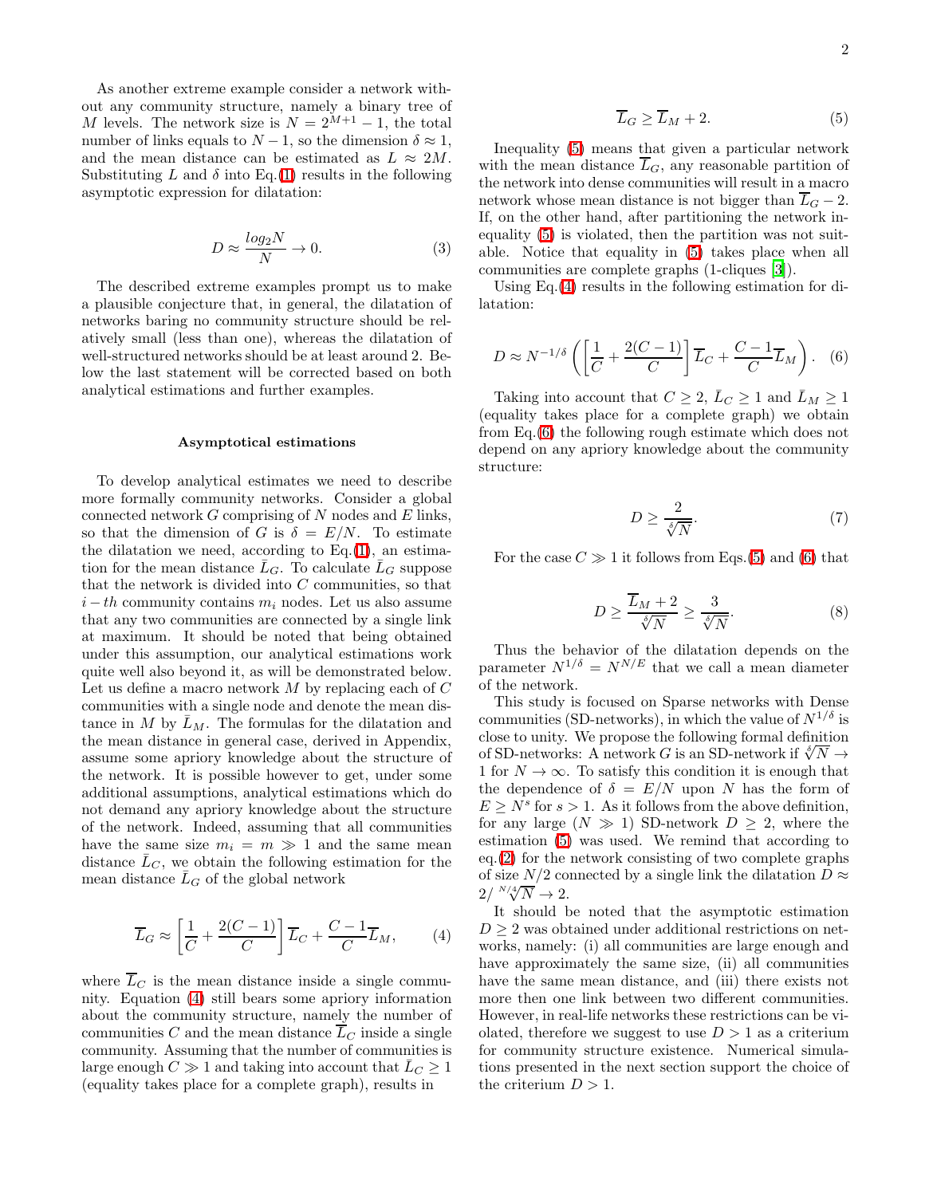As another extreme example consider a network without any community structure, namely a binary tree of $M$ levels. The network size is $N = 2^{M+1} - 1$, the total number of links equals to $N-1$, so the dimension $\delta \approx 1$, and the mean distance can be estimated as $L \approx 2M$. Substituting $L$ and $\delta$ into Eq.(1) results in the following asymptotic expression for dilatation:

$$D \approx \frac{log_2 N}{N} \to 0. \tag{3}$$

The described extreme examples prompt us to make a plausible conjecture that, in general, the dilatation of networks baring no community structure should be relatively small (less than one), whereas the dilatation of well-structured networks should be at least around 2. Below the last statement will be corrected based on both analytical estimations and further examples.

### Asymptotical estimations

To develop analytical estimates we need to describe more formally community networks. Consider a global connected network $G$ comprising of $N$ nodes and $E$ links, so that the dimension of $G$ is $\delta = E/N$. To estimate the dilatation we need, according to Eq.(1), an estimation for the mean distance $\bar{L}_G$. To calculate $\bar{L}_G$ suppose that the network is divided into $C$ communities, so that $i-th$ community contains $m_i$ nodes. Let us also assume that any two communities are connected by a single link at maximum. It should be noted that being obtained under this assumption, our analytical estimations work quite well also beyond it, as will be demonstrated below. Let us define a macro network $M$ by replacing each of $C$ communities with a single node and denote the mean distance in $M$ by $\bar{L}_M$. The formulas for the dilatation and the mean distance in general case, derived in Appendix, assume some apriory knowledge about the structure of the network. It is possible however to get, under some additional assumptions, analytical estimations which do not demand any apriory knowledge about the structure of the network. Indeed, assuming that all communities have the same size $m_i = m \gg 1$ and the same mean distance $\bar{L}_C$, we obtain the following estimation for the mean distance $\bar{L}_G$ of the global network

$$\overline{L}_G \approx \left[\frac{1}{C} + \frac{2(C-1)}{C}\right]\overline{L}_C + \frac{C-1}{C}\overline{L}_M, \tag{4}$$

where $\overline{L}_C$ is the mean distance inside a single community. Equation (4) still bears some apriory information about the community structure, namely the number of communities $C$ and the mean distance $\overline{L}_C$ inside a single community. Assuming that the number of communities is large enough $C \gg 1$ and taking into account that $\bar{L}_C \geq 1$ (equality takes place for a complete graph), results in

$$\overline{L}_G \geq \overline{L}_M + 2. \tag{5}$$

Inequality (5) means that given a particular network with the mean distance $\overline{L}_G$, any reasonable partition of the network into dense communities will result in a macro network whose mean distance is not bigger than $\overline{L}_G - 2$. If, on the other hand, after partitioning the network inequality (5) is violated, then the partition was not suitable. Notice that equality in (5) takes place when all communities are complete graphs (1-cliques [3]).

Using Eq.(4) results in the following estimation for dilatation:

$$D \approx N^{-1/\delta}\left(\left[\frac{1}{C} + \frac{2(C-1)}{C}\right]\overline{L}_C + \frac{C-1}{C}\overline{L}_M\right). \tag{6}$$

Taking into account that $C \geq 2$, $\bar{L}_C \geq 1$ and $\bar{L}_M \geq 1$ (equality takes place for a complete graph) we obtain from Eq.(6) the following rough estimate which does not depend on any apriory knowledge about the community structure:

$$D \geq \frac{2}{\sqrt[\delta]{N}}. \tag{7}$$

For the case $C \gg 1$ it follows from Eqs.(5) and (6) that

$$D \geq \frac{\overline{L}_M + 2}{\sqrt[\delta]{N}} \geq \frac{3}{\sqrt[\delta]{N}}. \tag{8}$$

Thus the behavior of the dilatation depends on the parameter $N^{1/\delta} = N^{N/E}$ that we call a mean diameter of the network.

This study is focused on Sparse networks with Dense communities (SD-networks), in which the value of $N^{1/\delta}$ is close to unity. We propose the following formal definition of SD-networks: A network $G$ is an SD-network if $\sqrt[\delta]{N} \to 1$ for $N \to \infty$. To satisfy this condition it is enough that the dependence of $\delta = E/N$ upon $N$ has the form of $E \geq N^s$ for $s > 1$. As it follows from the above definition, for any large ($N \gg 1$) SD-network $D \geq 2$, where the estimation (5) was used. We remind that according to eq.(2) for the network consisting of two complete graphs of size $N/2$ connected by a single link the dilatation $D \approx 2/\sqrt[N/4]{N} \to 2$.

It should be noted that the asymptotic estimation $D \geq 2$ was obtained under additional restrictions on networks, namely: (i) all communities are large enough and have approximately the same size, (ii) all communities have the same mean distance, and (iii) there exists not more then one link between two different communities. However, in real-life networks these restrictions can be violated, therefore we suggest to use $D > 1$ as a criterium for community structure existence. Numerical simulations presented in the next section support the choice of the criterium $D > 1$.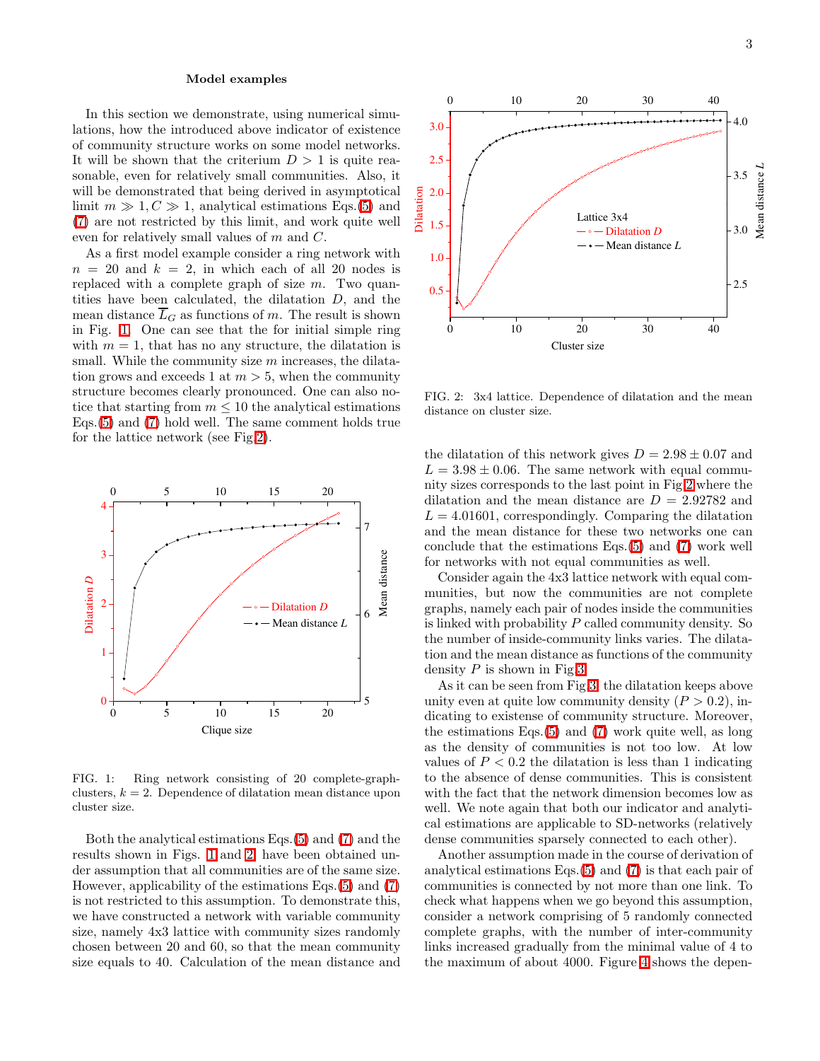**Model examples**

In this section we demonstrate, using numerical simulations, how the introduced above indicator of existence of community structure works on some model networks. It will be shown that the criterium $D > 1$ is quite reasonable, even for relatively small communities. Also, it will be demonstrated that being derived in asymptotical limit $m \gg 1, C \gg 1$, analytical estimations Eqs.(5) and (7) are not restricted by this limit, and work quite well even for relatively small values of $m$ and $C$.

As a first model example consider a ring network with $n = 20$ and $k = 2$, in which each of all 20 nodes is replaced with a complete graph of size $m$. Two quantities have been calculated, the dilatation $D$, and the mean distance $\overline{L}_G$ as functions of $m$. The result is shown in Fig. 1. One can see that the for initial simple ring with $m = 1$, that has no any structure, the dilatation is small. While the community size $m$ increases, the dilatation grows and exceeds 1 at $m > 5$, when the community structure becomes clearly pronounced. One can also notice that starting from $m \leq 10$ the analytical estimations Eqs.(5) and (7) hold well. The same comment holds true for the lattice network (see Fig 2).

FIG. 1: Ring network consisting of 20 complete-graph-clusters, $k = 2$. Dependence of dilatation mean distance upon cluster size.

Both the analytical estimations Eqs.(5) and (7) and the results shown in Figs. 1 and 2 have been obtained under assumption that all communities are of the same size. However, applicability of the estimations Eqs.(5) and (7) is not restricted to this assumption. To demonstrate this, we have constructed a network with variable community size, namely 4x3 lattice with community sizes randomly chosen between 20 and 60, so that the mean community size equals to 40. Calculation of the mean distance and the dilatation of this network gives $D = 2.98 \pm 0.07$ and $L = 3.98 \pm 0.06$. The same network with equal community sizes corresponds to the last point in Fig 2 where the dilatation and the mean distance are $D = 2.92782$ and $L = 4.01601$, correspondingly. Comparing the dilatation and the mean distance for these two networks one can conclude that the estimations Eqs.(5) and (7) work well for networks with not equal communities as well.

FIG. 2: 3x4 lattice. Dependence of dilatation and the mean distance on cluster size.

Consider again the 4x3 lattice network with equal communities, but now the communities are not complete graphs, namely each pair of nodes inside the communities is linked with probability $P$ called community density. So the number of inside-community links varies. The dilatation and the mean distance as functions of the community density $P$ is shown in Fig 3.

As it can be seen from Fig 3, the dilatation keeps above unity even at quite low community density ($P > 0.2$), indicating to existense of community structure. Moreover, the estimations Eqs.(5) and (7) work quite well, as long as the density of communities is not too low. At low values of $P < 0.2$ the dilatation is less than 1 indicating to the absence of dense communities. This is consistent with the fact that the network dimension becomes low as well. We note again that both our indicator and analytical estimations are applicable to SD-networks (relatively dense communities sparsely connected to each other).

Another assumption made in the course of derivation of analytical estimations Eqs.(5) and (7) is that each pair of communities is connected by not more than one link. To check what happens when we go beyond this assumption, consider a network comprising of 5 randomly connected complete graphs, with the number of inter-community links increased gradually from the minimal value of 4 to the maximum of about 4000. Figure 4 shows the depen-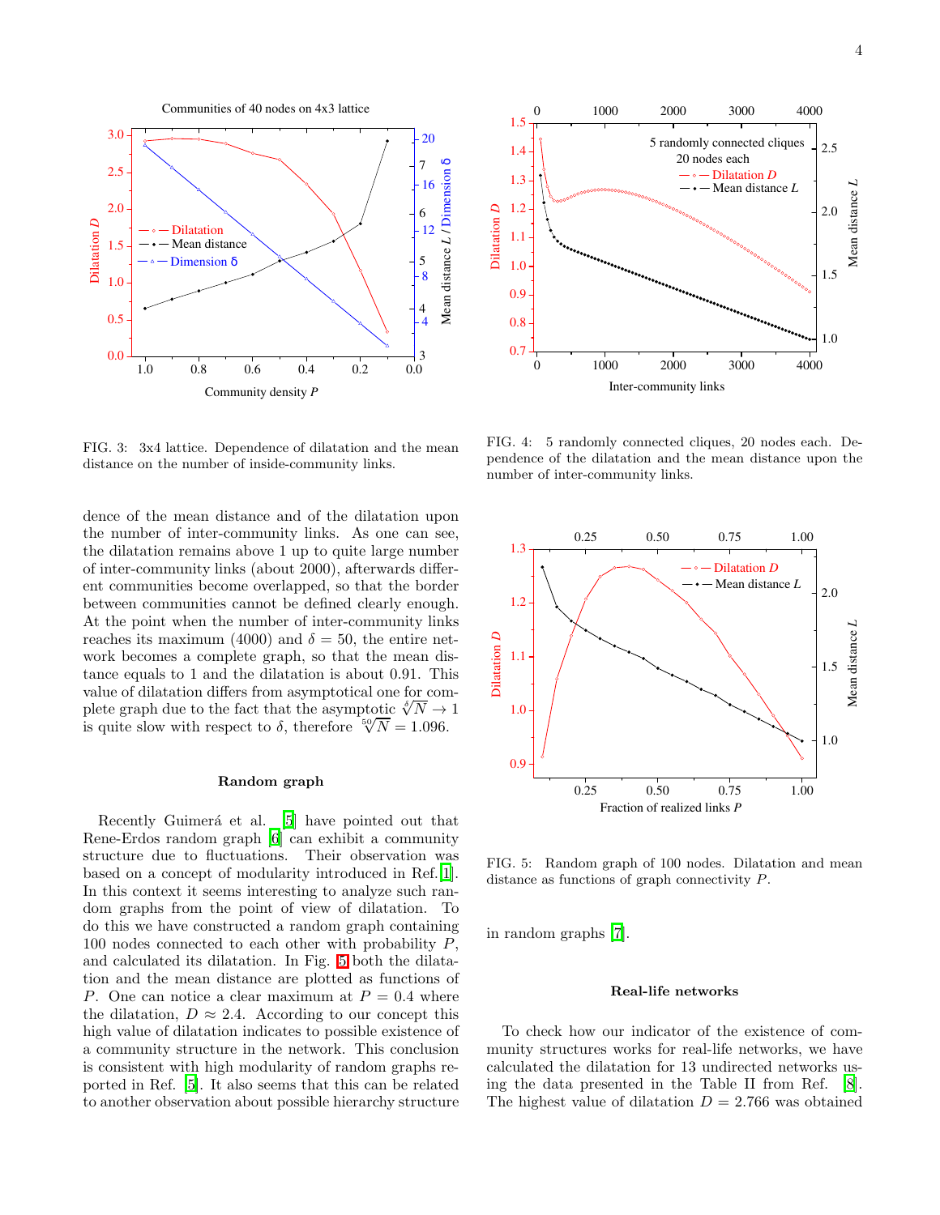FIG. 3: 3x4 lattice. Dependence of dilatation and the mean distance on the number of inside-community links.

FIG. 4: 5 randomly connected cliques, 20 nodes each. Dependence of the dilatation and the mean distance upon the number of inter-community links.

dence of the mean distance and of the dilatation upon the number of inter-community links. As one can see, the dilatation remains above 1 up to quite large number of inter-community links (about 2000), afterwards different communities become overlapped, so that the border between communities cannot be defined clearly enough. At the point when the number of inter-community links reaches its maximum (4000) and $\delta = 50$, the entire network becomes a complete graph, so that the mean distance equals to 1 and the dilatation is about 0.91. This value of dilatation differs from asymptotical one for complete graph due to the fact that the asymptotic $\sqrt[\delta]{N} \to 1$ is quite slow with respect to $\delta$, therefore $\sqrt[50]{N} = 1.096$.

### Random graph

Recently Guimerá et al. [5] have pointed out that Rene-Erdos random graph [6] can exhibit a community structure due to fluctuations. Their observation was based on a concept of modularity introduced in Ref. [1]. In this context it seems interesting to analyze such random graphs from the point of view of dilatation. To do this we have constructed a random graph containing 100 nodes connected to each other with probability $P$, and calculated its dilatation. In Fig. 5 both the dilatation and the mean distance are plotted as functions of $P$. One can notice a clear maximum at $P = 0.4$ where the dilatation, $D \approx 2.4$. According to our concept this high value of dilatation indicates to possible existence of a community structure in the network. This conclusion is consistent with high modularity of random graphs reported in Ref. [5]. It also seems that this can be related to another observation about possible hierarchy structure in random graphs [7].

FIG. 5: Random graph of 100 nodes. Dilatation and mean distance as functions of graph connectivity $P$.

### Real-life networks

To check how our indicator of the existence of community structures works for real-life networks, we have calculated the dilatation for 13 undirected networks using the data presented in the Table II from Ref. [8]. The highest value of dilatation $D = 2.766$ was obtained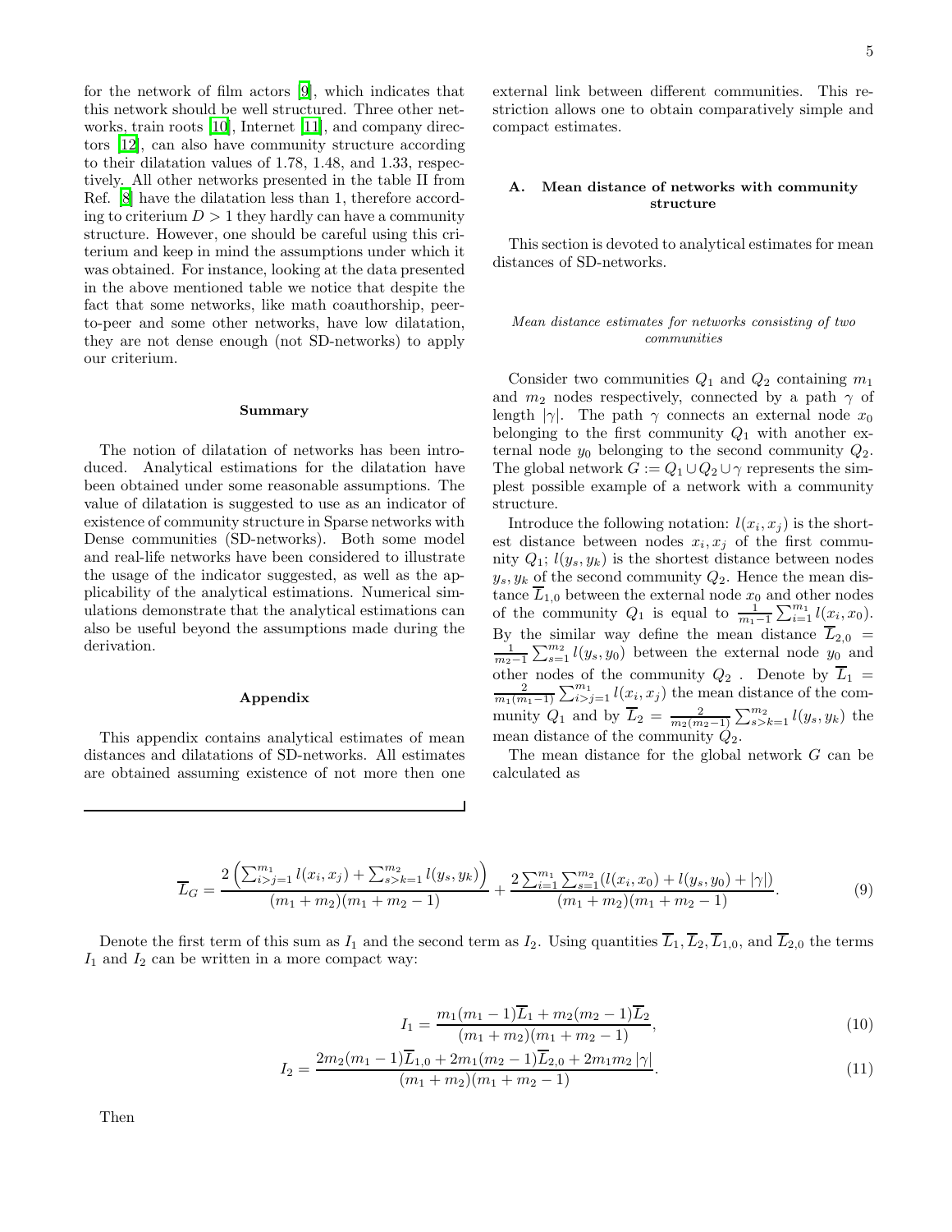for the network of film actors [9], which indicates that this network should be well structured. Three other networks, train roots [10], Internet [11], and company directors [12], can also have community structure according to their dilatation values of 1.78, 1.48, and 1.33, respectively. All other networks presented in the table II from Ref. [8] have the dilatation less than 1, therefore according to criterium $D > 1$ they hardly can have a community structure. However, one should be careful using this criterium and keep in mind the assumptions under which it was obtained. For instance, looking at the data presented in the above mentioned table we notice that despite the fact that some networks, like math coauthorship, peer-to-peer and some other networks, have low dilatation, they are not dense enough (not SD-networks) to apply our criterium.

### Summary

The notion of dilatation of networks has been introduced. Analytical estimations for the dilatation have been obtained under some reasonable assumptions. The value of dilatation is suggested to use as an indicator of existence of community structure in Sparse networks with Dense communities (SD-networks). Both some model and real-life networks have been considered to illustrate the usage of the indicator suggested, as well as the applicability of the analytical estimations. Numerical simulations demonstrate that the analytical estimations can also be useful beyond the assumptions made during the derivation.

### Appendix

This appendix contains analytical estimates of mean distances and dilatations of SD-networks. All estimates are obtained assuming existence of not more then one external link between different communities. This restriction allows one to obtain comparatively simple and compact estimates.

## A. Mean distance of networks with community structure

This section is devoted to analytical estimates for mean distances of SD-networks.

*Mean distance estimates for networks consisting of two communities*

Consider two communities $Q_1$ and $Q_2$ containing $m_1$ and $m_2$ nodes respectively, connected by a path $\gamma$ of length $|\gamma|$. The path $\gamma$ connects an external node $x_0$ belonging to the first community $Q_1$ with another external node $y_0$ belonging to the second community $Q_2$. The global network $G := Q_1 \cup Q_2 \cup \gamma$ represents the simplest possible example of a network with a community structure.

Introduce the following notation: $l(x_i, x_j)$ is the shortest distance between nodes $x_i, x_j$ of the first community $Q_1$; $l(y_s, y_k)$ is the shortest distance between nodes $y_s, y_k$ of the second community $Q_2$. Hence the mean distance $\overline{L}_{1,0}$ between the external node $x_0$ and other nodes of the community $Q_1$ is equal to $\frac{1}{m_1-1}\sum_{i=1}^{m_1} l(x_i, x_0)$. By the similar way define the mean distance $\overline{L}_{2,0} = \frac{1}{m_2-1}\sum_{s=1}^{m_2} l(y_s, y_0)$ between the external node $y_0$ and other nodes of the community $Q_2$ . Denote by $\overline{L}_1 = \frac{2}{m_1(m_1-1)}\sum_{i>j=1}^{m_1} l(x_i, x_j)$ the mean distance of the community $Q_1$ and by $\overline{L}_2 = \frac{2}{m_2(m_2-1)}\sum_{s>k=1}^{m_2} l(y_s, y_k)$ the mean distance of the community $Q_2$.

The mean distance for the global network $G$ can be calculated as

$$\overline{L}_G = \frac{2\left(\sum_{i>j=1}^{m_1} l(x_i, x_j) + \sum_{s>k=1}^{m_2} l(y_s, y_k)\right)}{(m_1+m_2)(m_1+m_2-1)} + \frac{2\sum_{i=1}^{m_1}\sum_{s=1}^{m_2}(l(x_i, x_0) + l(y_s, y_0) + |\gamma|)}{(m_1+m_2)(m_1+m_2-1)}. \tag{9}$$

Denote the first term of this sum as $I_1$ and the second term as $I_2$. Using quantities $\overline{L}_1, \overline{L}_2, \overline{L}_{1,0}$, and $\overline{L}_{2,0}$ the terms $I_1$ and $I_2$ can be written in a more compact way:

$$I_1 = \frac{m_1(m_1-1)\overline{L}_1 + m_2(m_2-1)\overline{L}_2}{(m_1+m_2)(m_1+m_2-1)}, \tag{10}$$

$$I_2 = \frac{2m_2(m_1-1)\overline{L}_{1,0} + 2m_1(m_2-1)\overline{L}_{2,0} + 2m_1m_2\,|\gamma|}{(m_1+m_2)(m_1+m_2-1)}. \tag{11}$$

Then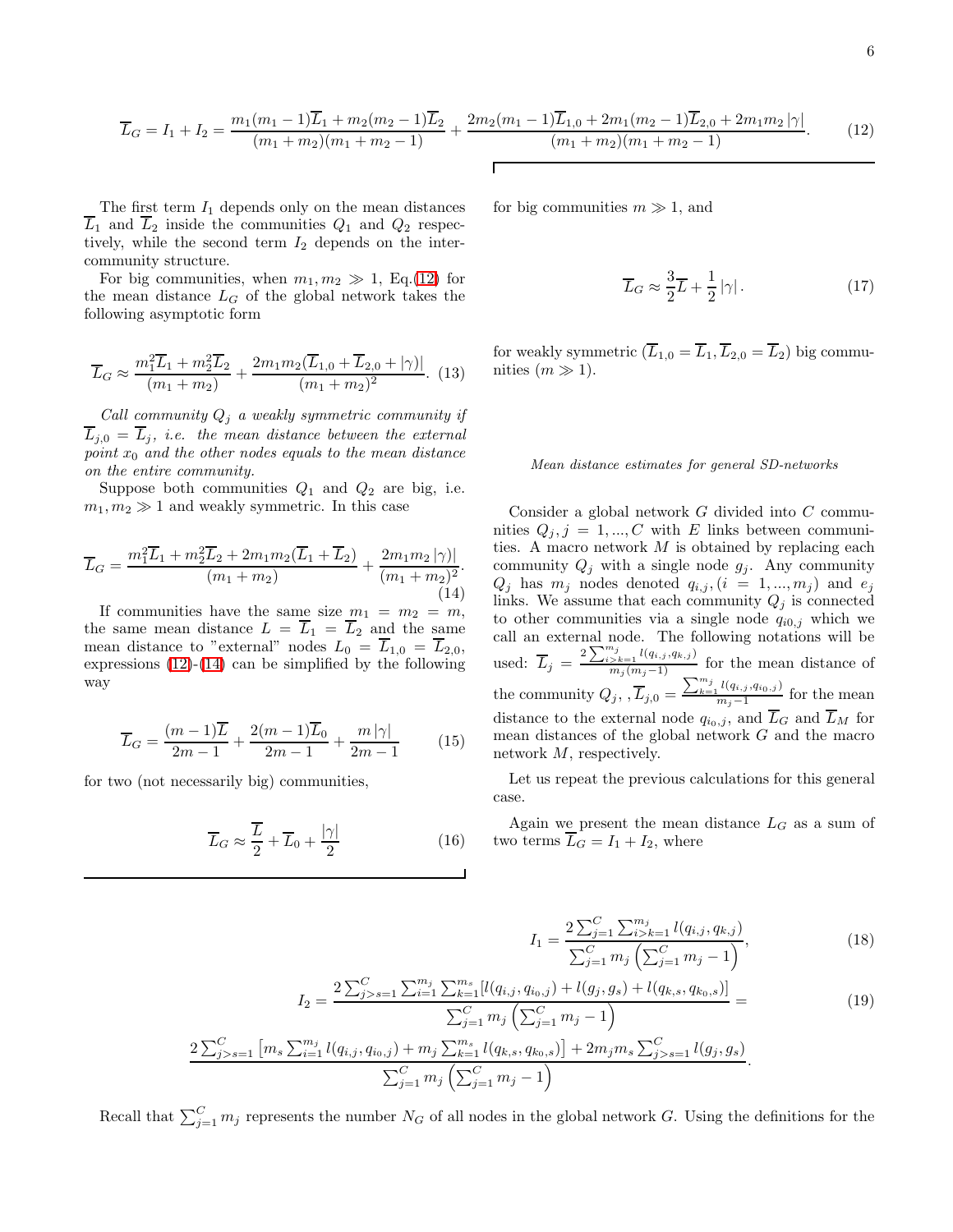$$\overline{L}_G = I_1 + I_2 = \frac{m_1(m_1-1)\overline{L}_1 + m_2(m_2-1)\overline{L}_2}{(m_1+m_2)(m_1+m_2-1)} + \frac{2m_2(m_1-1)\overline{L}_{1,0} + 2m_1(m_2-1)\overline{L}_{2,0} + 2m_1 m_2 |\gamma|}{(m_1+m_2)(m_1+m_2-1)}. \quad (12)$$

The first term $I_1$ depends only on the mean distances $\overline{L}_1$ and $\overline{L}_2$ inside the communities $Q_1$ and $Q_2$ respectively, while the second term $I_2$ depends on the inter-community structure.

For big communities, when $m_1, m_2 \gg 1$, Eq.(12) for the mean distance $L_G$ of the global network takes the following asymptotic form

$$\overline{L}_G \approx \frac{m_1^2\overline{L}_1 + m_2^2\overline{L}_2}{(m_1+m_2)} + \frac{2m_1 m_2(\overline{L}_{1,0} + \overline{L}_{2,0} + |\gamma)|}{(m_1+m_2)^2}. \quad (13)$$

*Call community $Q_j$ a weakly symmetric community if $\overline{L}_{j,0} = \overline{L}_j$, i.e. the mean distance between the external point $x_0$ and the other nodes equals to the mean distance on the entire community.*

Suppose both communities $Q_1$ and $Q_2$ are big, i.e. $m_1, m_2 \gg 1$ and weakly symmetric. In this case

$$\overline{L}_G = \frac{m_1^2\overline{L}_1 + m_2^2\overline{L}_2 + 2m_1 m_2(\overline{L}_1 + \overline{L}_2)}{(m_1+m_2)} + \frac{2m_1 m_2 |\gamma)|}{(m_1+m_2)^2}. \quad (14)$$

If communities have the same size $m_1 = m_2 = m$, the same mean distance $L = \overline{L}_1 = \overline{L}_2$ and the same mean distance to "external" nodes $L_0 = \overline{L}_{1,0} = \overline{L}_{2,0}$, expressions (12)-(14) can be simplified by the following way

$$\overline{L}_G = \frac{(m-1)\overline{L}}{2m-1} + \frac{2(m-1)\overline{L}_0}{2m-1} + \frac{m|\gamma|}{2m-1} \quad (15)$$

for two (not necessarily big) communities,

$$\overline{L}_G \approx \frac{\overline{L}}{2} + \overline{L}_0 + \frac{|\gamma|}{2} \quad (16)$$

for big communities $m \gg 1$, and

$$\overline{L}_G \approx \frac{3}{2}\overline{L} + \frac{1}{2}|\gamma|. \quad (17)$$

for weakly symmetric ($\overline{L}_{1,0} = \overline{L}_1, \overline{L}_{2,0} = \overline{L}_2$) big communities ($m \gg 1$).

*Mean distance estimates for general SD-networks*

Consider a global network $G$ divided into $C$ communities $Q_j, j = 1, ..., C$ with $E$ links between communities. A macro network $M$ is obtained by replacing each community $Q_j$ with a single node $g_j$. Any community $Q_j$ has $m_j$ nodes denoted $q_{i,j}, (i = 1, ..., m_j)$ and $e_j$ links. We assume that each community $Q_j$ is connected to other communities via a single node $q_{i0,j}$ which we call an external node. The following notations will be used: $\overline{L}_j = \frac{2\sum_{i>k=1}^{m_j} l(q_{i,j}, q_{k,j})}{m_j(m_j-1)}$ for the mean distance of the community $Q_j$, , $\overline{L}_{j,0} = \frac{\sum_{k=1}^{m_j} l(q_{i,j}, q_{i_0,j})}{m_j - 1}$ for the mean distance to the external node $q_{i_0,j}$, and $\overline{L}_G$ and $\overline{L}_M$ for mean distances of the global network $G$ and the macro network $M$, respectively.

Let us repeat the previous calculations for this general case.

Again we present the mean distance $L_G$ as a sum of two terms $\overline{L}_G = I_1 + I_2$, where

$$I_1 = \frac{2\sum_{j=1}^{C}\sum_{i>k=1}^{m_j} l(q_{i,j}, q_{k,j})}{\sum_{j=1}^{C} m_j\left(\sum_{j=1}^{C} m_j - 1\right)}, \quad (18)$$

$$I_2 = \frac{2\sum_{j>s=1}^{C}\sum_{i=1}^{m_j}\sum_{k=1}^{m_s}[l(q_{i,j}, q_{i_0,j}) + l(g_j, g_s) + l(q_{k,s}, q_{k_0,s})]}{\sum_{j=1}^{C} m_j\left(\sum_{j=1}^{C} m_j - 1\right)} = \quad (19)$$

$$\frac{2\sum_{j>s=1}^{C}\left[m_s\sum_{i=1}^{m_j} l(q_{i,j}, q_{i_0,j}) + m_j\sum_{k=1}^{m_s} l(q_{k,s}, q_{k_0,s})\right] + 2m_j m_s \sum_{j>s=1}^{C} l(g_j, g_s)}{\sum_{j=1}^{C} m_j\left(\sum_{j=1}^{C} m_j - 1\right)}.$$

Recall that $\sum_{j=1}^{C} m_j$ represents the number $N_G$ of all nodes in the global network $G$. Using the definitions for the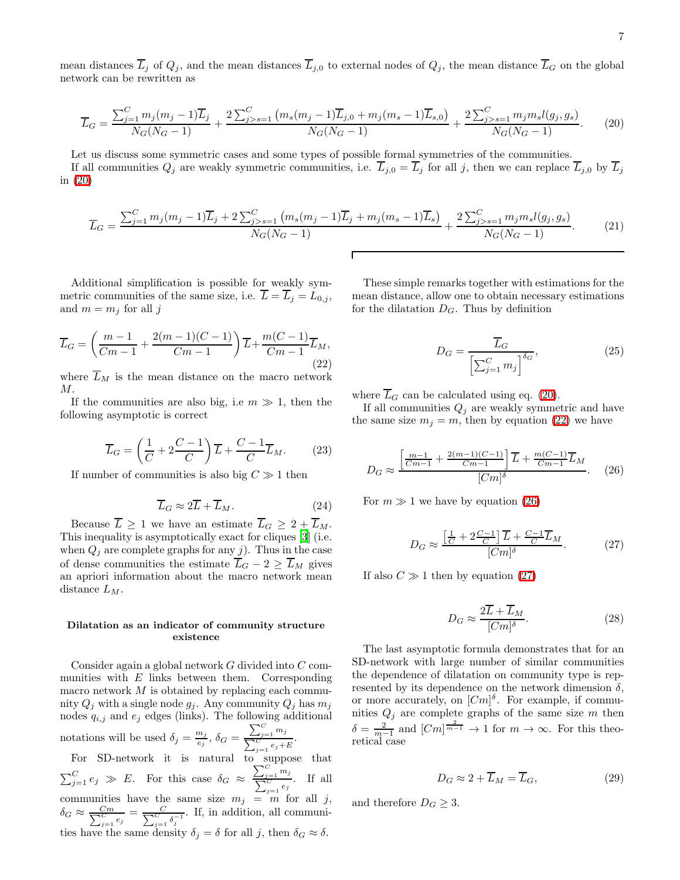mean distances $\overline{L}_j$ of $Q_j$, and the mean distances $\overline{L}_{j,0}$ to external nodes of $Q_j$, the mean distance $\overline{L}_G$ on the global network can be rewritten as

$$\overline{L}_G = \frac{\sum_{j=1}^{C} m_j(m_j-1)\overline{L}_j}{N_G(N_G-1)} + \frac{2\sum_{j>s=1}^{C}\left(m_s(m_j-1)\overline{L}_{j,0} + m_j(m_s-1)\overline{L}_{s,0}\right)}{N_G(N_G-1)} + \frac{2\sum_{j>s=1}^{C} m_j m_s l(g_j,g_s)}{N_G(N_G-1)}. \tag{20}$$

Let us discuss some symmetric cases and some types of possible formal symmetries of the communities.

If all communities $Q_j$ are weakly symmetric communities, i.e. $\overline{L}_{j,0} = \overline{L}_j$ for all $j$, then we can replace $\overline{L}_{j,0}$ by $\overline{L}_j$ in (20)

$$\overline{L}_G = \frac{\sum_{j=1}^{C} m_j(m_j-1)\overline{L}_j + 2\sum_{j>s=1}^{C}\left(m_s(m_j-1)\overline{L}_j + m_j(m_s-1)\overline{L}_s\right)}{N_G(N_G-1)} + \frac{2\sum_{j>s=1}^{C} m_j m_s l(g_j,g_s)}{N_G(N_G-1)}. \tag{21}$$

Additional simplification is possible for weakly symmetric communities of the same size, i.e. $\overline{L} = \overline{L}_j = L_{0,j}$, and $m = m_j$ for all $j$

$$\overline{L}_G = \left(\frac{m-1}{Cm-1} + \frac{2(m-1)(C-1)}{Cm-1}\right)\overline{L} + \frac{m(C-1)}{Cm-1}\overline{L}_M, \tag{22}$$

where $\overline{L}_M$ is the mean distance on the macro network $M$.

If the communities are also big, i.e $m \gg 1$, then the following asymptotic is correct

$$\overline{L}_G = \left(\frac{1}{C} + 2\frac{C-1}{C}\right)\overline{L} + \frac{C-1}{C}\overline{L}_M. \tag{23}$$

If number of communities is also big $C \gg 1$ then

$$\overline{L}_G \approx 2\overline{L} + \overline{L}_M. \tag{24}$$

Because $\overline{L} \geq 1$ we have an estimate $\overline{L}_G \geq 2 + \overline{L}_M$. This inequality is asymptotically exact for cliques [3] (i.e. when $Q_j$ are complete graphs for any $j$). Thus in the case of dense communities the estimate $\overline{L}_G - 2 \geq \overline{L}_M$ gives an apriori information about the macro network mean distance $L_M$.

**Dilatation as an indicator of community structure existence**

Consider again a global network $G$ divided into $C$ communities with $E$ links between them. Corresponding macro network $M$ is obtained by replacing each community $Q_j$ with a single node $g_j$. Any community $Q_j$ has $m_j$ nodes $q_{i,j}$ and $e_j$ edges (links). The following additional notations will be used $\delta_j = \frac{m_j}{e_j}$, $\delta_G = \frac{\sum_{j=1}^{C} m_j}{\sum_{j=1}^{C} e_j + E}$.

For SD-network it is natural to suppose that $\sum_{j=1}^{C} e_j \gg E$. For this case $\delta_G \approx \frac{\sum_{j=1}^{C} m_j}{\sum_{j=1}^{C} e_j}$. If all communities have the same size $m_j = m$ for all $j$, $\delta_G \approx \frac{Cm}{\sum_{j=1}^{C} e_j} = \frac{C}{\sum_{j=1}^{C}\delta_j^{-1}}$. If, in addition, all communities have the same density $\delta_j = \delta$ for all $j$, then $\delta_G \approx \delta$.

These simple remarks together with estimations for the mean distance, allow one to obtain necessary estimations for the dilatation $D_G$. Thus by definition

$$D_G = \frac{\overline{L}_G}{\left[\sum_{j=1}^{C} m_j\right]^{\delta_G}}, \tag{25}$$

where $\overline{L}_G$ can be calculated using eq. (20).

If all communities $Q_j$ are weakly symmetric and have the same size $m_j = m$, then by equation (22) we have

$$D_G \approx \frac{\left[\frac{m-1}{Cm-1} + \frac{2(m-1)(C-1)}{Cm-1}\right]\overline{L} + \frac{m(C-1)}{Cm-1}\overline{L}_M}{[Cm]^{\delta}}. \tag{26}$$

For $m \gg 1$ we have by equation (26)

$$D_G \approx \frac{\left[\frac{1}{C} + 2\frac{C-1}{C}\right]\overline{L} + \frac{C-1}{C}\overline{L}_M}{[Cm]^{\delta}}. \tag{27}$$

If also $C \gg 1$ then by equation (27)

$$D_G \approx \frac{2\overline{L} + \overline{L}_M}{[Cm]^{\delta}}. \tag{28}$$

The last asymptotic formula demonstrates that for an SD-network with large number of similar communities the dependence of dilatation on community type is represented by its dependence on the network dimension $\delta$, or more accurately, on $[Cm]^{\delta}$. For example, if communities $Q_j$ are complete graphs of the same size $m$ then $\delta = \frac{2}{m-1}$ and $[Cm]^{\frac{2}{m-1}} \to 1$ for $m \to \infty$. For this theoretical case

$$D_G \approx 2 + \overline{L}_M = \overline{L}_G, \tag{29}$$

and therefore $D_G \geq 3$.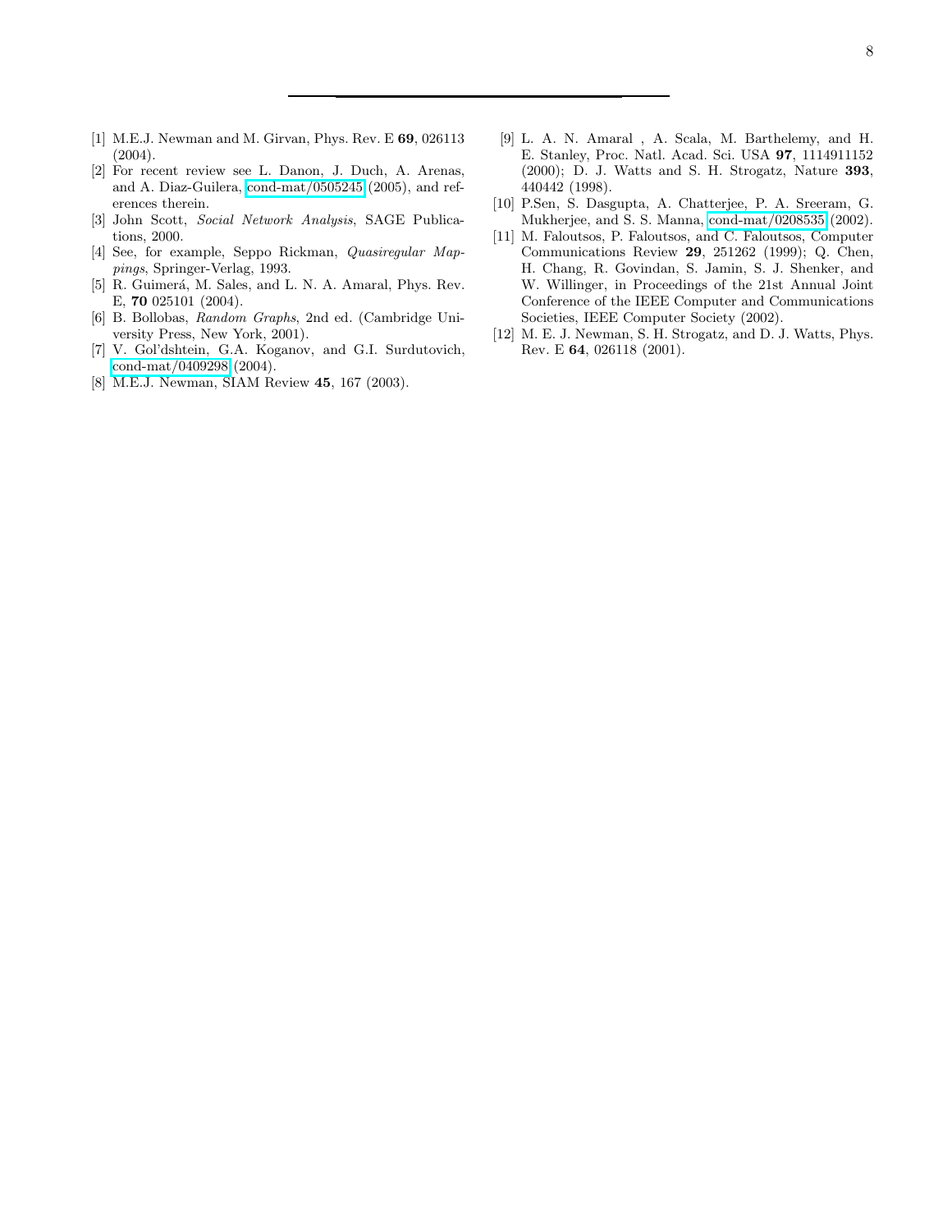[1] M.E.J. Newman and M. Girvan, Phys. Rev. E **69**, 026113 (2004).

[2] For recent review see L. Danon, J. Duch, A. Arenas, and A. Diaz-Guilera, cond-mat/0505245 (2005), and references therein.

[3] John Scott, *Social Network Analysis*, SAGE Publications, 2000.

[4] See, for example, Seppo Rickman, *Quasiregular Mappings*, Springer-Verlag, 1993.

[5] R. Guimerá, M. Sales, and L. N. A. Amaral, Phys. Rev. E, **70** 025101 (2004).

[6] B. Bollobas, *Random Graphs*, 2nd ed. (Cambridge University Press, New York, 2001).

[7] V. Gol'dshtein, G.A. Koganov, and G.I. Surdutovich, cond-mat/0409298 (2004).

[8] M.E.J. Newman, SIAM Review **45**, 167 (2003).

[9] L. A. N. Amaral , A. Scala, M. Barthelemy, and H. E. Stanley, Proc. Natl. Acad. Sci. USA **97**, 1114911152 (2000); D. J. Watts and S. H. Strogatz, Nature **393**, 440442 (1998).

[10] P.Sen, S. Dasgupta, A. Chatterjee, P. A. Sreeram, G. Mukherjee, and S. S. Manna, cond-mat/0208535 (2002).

[11] M. Faloutsos, P. Faloutsos, and C. Faloutsos, Computer Communications Review **29**, 251262 (1999); Q. Chen, H. Chang, R. Govindan, S. Jamin, S. J. Shenker, and W. Willinger, in Proceedings of the 21st Annual Joint Conference of the IEEE Computer and Communications Societies, IEEE Computer Society (2002).

[12] M. E. J. Newman, S. H. Strogatz, and D. J. Watts, Phys. Rev. E **64**, 026118 (2001).